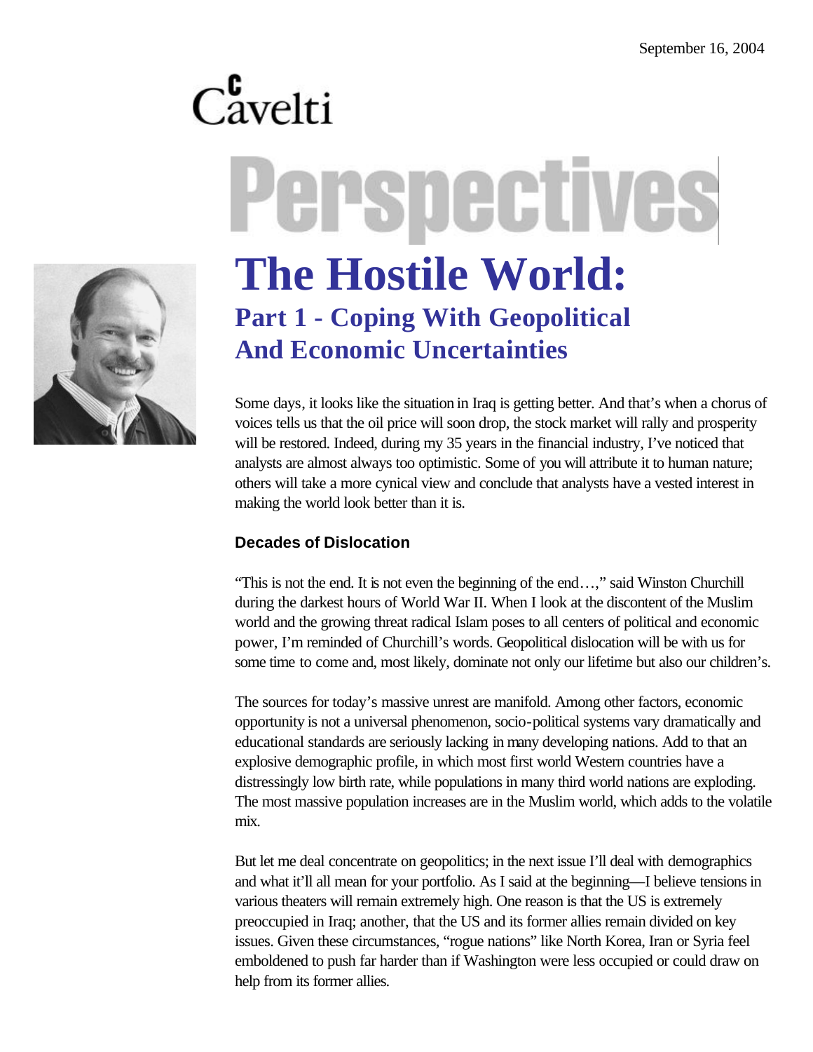September 16, 2004

Cavelti

# Perspectives

# The Hostile World:

## Part 1 - Coping With Geopolitical And Economic Uncertainties

Some days, it looks like the situation in Iraq is getting better. And that's when a chorus of voices tells us that the oil price will soon drop, the stock market will rally and prosperity will be restored. Indeed, during my 35 years in the financial industry, I've noticed that analysts are almost always too optimistic. Some of you will attribute it to human nature; others will take a more cynical view and conclude that analysts have a vested interest in making the world look better than it is.

### Decades of Dislocation

"This is not the end. It is not even the beginning of the end…," said Winston Churchill during the darkest hours of World War II. When I look at the discontent of the Muslim world and the growing threat radical Islam poses to all centers of political and economic power, I'm reminded of Churchill's words. Geopolitical dislocation will be with us for some time to come and, most likely, dominate not only our lifetime but also our children's.

The sources for today's massive unrest are manifold. Among other factors, economic opportunity is not a universal phenomenon, socio-political systems vary dramatically and educational standards are seriously lacking in many developing nations. Add to that an explosive demographic profile, in which most first world Western countries have a distressingly low birth rate, while populations in many third world nations are exploding. The most massive population increases are in the Muslim world, which adds to the volatile mix.

But let me deal concentrate on geopolitics; in the next issue I'll deal with demographics and what it'll all mean for your portfolio. As I said at the beginning—I believe tensions in various theaters will remain extremely high. One reason is that the US is extremely preoccupied in Iraq; another, that the US and its former allies remain divided on key issues. Given these circumstances, "rogue nations" like North Korea, Iran or Syria feel emboldened to push far harder than if Washington were less occupied or could draw on help from its former allies.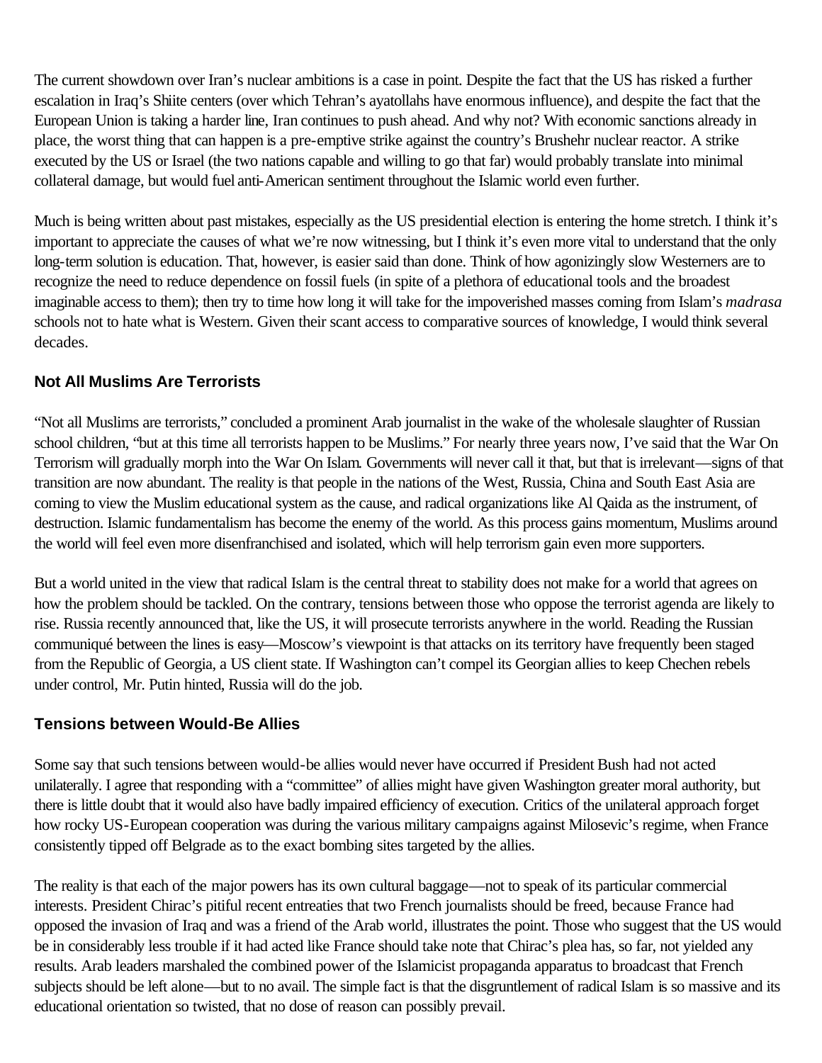The current showdown over Iran's nuclear ambitions is a case in point. Despite the fact that the US has risked a further escalation in Iraq's Shiite centers (over which Tehran's ayatollahs have enormous influence), and despite the fact that the European Union is taking a harder line, Iran continues to push ahead. And why not? With economic sanctions already in place, the worst thing that can happen is a pre-emptive strike against the country's Brushehr nuclear reactor. A strike executed by the US or Israel (the two nations capable and willing to go that far) would probably translate into minimal collateral damage, but would fuel anti-American sentiment throughout the Islamic world even further.

Much is being written about past mistakes, especially as the US presidential election is entering the home stretch. I think it's important to appreciate the causes of what we're now witnessing, but I think it's even more vital to understand that the only long-term solution is education. That, however, is easier said than done. Think of how agonizingly slow Westerners are to recognize the need to reduce dependence on fossil fuels (in spite of a plethora of educational tools and the broadest imaginable access to them); then try to time how long it will take for the impoverished masses coming from Islam's *madrasa* schools not to hate what is Western. Given their scant access to comparative sources of knowledge, I would think several decades.

### Not All Muslims Are Terrorists

"Not all Muslims are terrorists," concluded a prominent Arab journalist in the wake of the wholesale slaughter of Russian school children, "but at this time all terrorists happen to be Muslims." For nearly three years now, I've said that the War On Terrorism will gradually morph into the War On Islam. Governments will never call it that, but that is irrelevant—signs of that transition are now abundant. The reality is that people in the nations of the West, Russia, China and South East Asia are coming to view the Muslim educational system as the cause, and radical organizations like Al Qaida as the instrument, of destruction. Islamic fundamentalism has become the enemy of the world. As this process gains momentum, Muslims around the world will feel even more disenfranchised and isolated, which will help terrorism gain even more supporters.

But a world united in the view that radical Islam is the central threat to stability does not make for a world that agrees on how the problem should be tackled. On the contrary, tensions between those who oppose the terrorist agenda are likely to rise. Russia recently announced that, like the US, it will prosecute terrorists anywhere in the world. Reading the Russian communiqué between the lines is easy—Moscow's viewpoint is that attacks on its territory have frequently been staged from the Republic of Georgia, a US client state. If Washington can't compel its Georgian allies to keep Chechen rebels under control, Mr. Putin hinted, Russia will do the job.

### Tensions between Would-Be Allies

Some say that such tensions between would-be allies would never have occurred if President Bush had not acted unilaterally. I agree that responding with a "committee" of allies might have given Washington greater moral authority, but there is little doubt that it would also have badly impaired efficiency of execution. Critics of the unilateral approach forget how rocky US-European cooperation was during the various military campaigns against Milosevic's regime, when France consistently tipped off Belgrade as to the exact bombing sites targeted by the allies.

The reality is that each of the major powers has its own cultural baggage—not to speak of its particular commercial interests. President Chirac's pitiful recent entreaties that two French journalists should be freed, because France had opposed the invasion of Iraq and was a friend of the Arab world, illustrates the point. Those who suggest that the US would be in considerably less trouble if it had acted like France should take note that Chirac's plea has, so far, not yielded any results. Arab leaders marshaled the combined power of the Islamicist propaganda apparatus to broadcast that French subjects should be left alone—but to no avail. The simple fact is that the disgruntlement of radical Islam is so massive and its educational orientation so twisted, that no dose of reason can possibly prevail.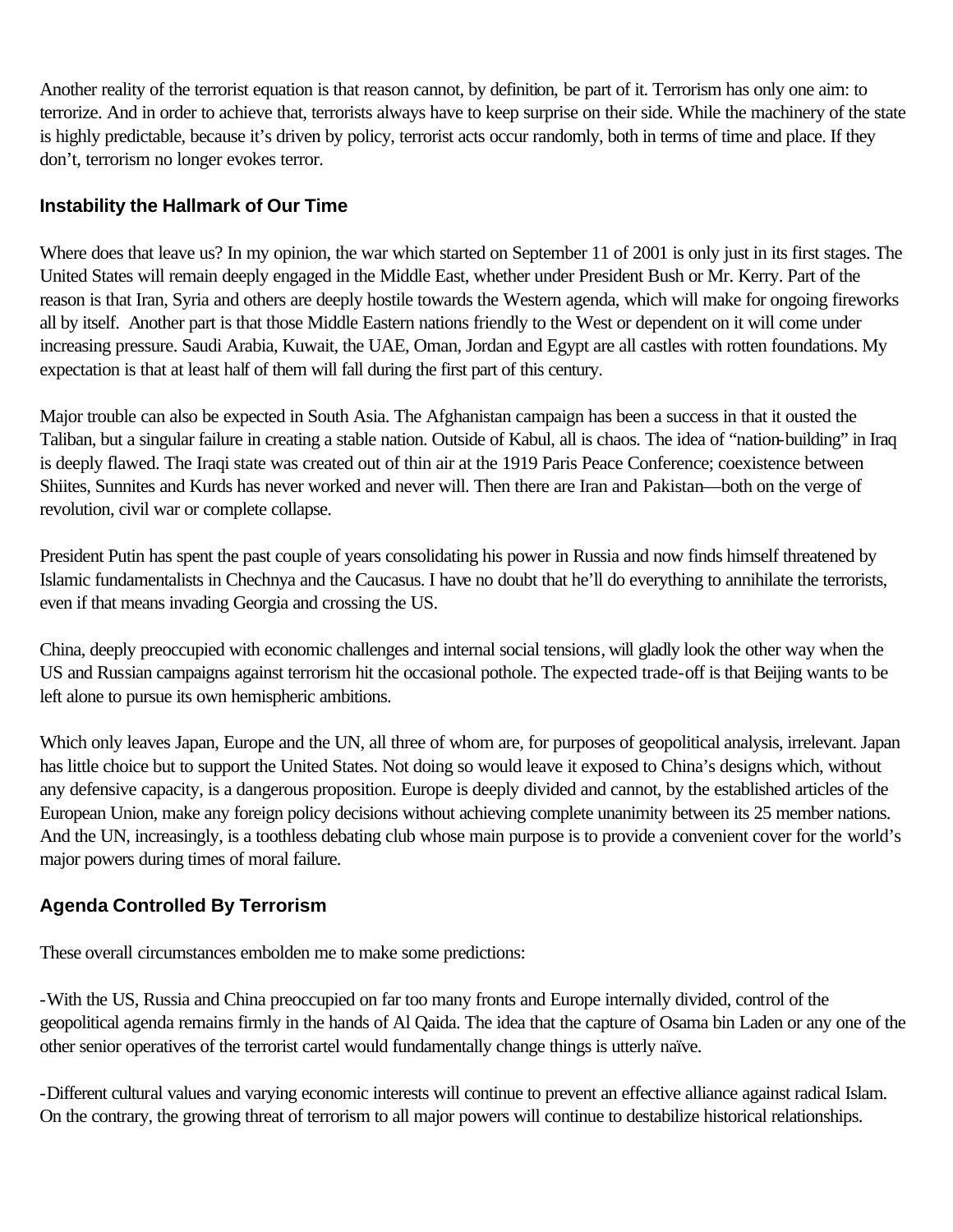Another reality of the terrorist equation is that reason cannot, by definition, be part of it. Terrorism has only one aim: to terrorize. And in order to achieve that, terrorists always have to keep surprise on their side. While the machinery of the state is highly predictable, because it's driven by policy, terrorist acts occur randomly, both in terms of time and place. If they don't, terrorism no longer evokes terror.

### Instability the Hallmark of Our Time

Where does that leave us? In my opinion, the war which started on September 11 of 2001 is only just in its first stages. The United States will remain deeply engaged in the Middle East, whether under President Bush or Mr. Kerry. Part of the reason is that Iran, Syria and others are deeply hostile towards the Western agenda, which will make for ongoing fireworks all by itself. Another part is that those Middle Eastern nations friendly to the West or dependent on it will come under increasing pressure. Saudi Arabia, Kuwait, the UAE, Oman, Jordan and Egypt are all castles with rotten foundations. My expectation is that at least half of them will fall during the first part of this century.

Major trouble can also be expected in South Asia. The Afghanistan campaign has been a success in that it ousted the Taliban, but a singular failure in creating a stable nation. Outside of Kabul, all is chaos. The idea of "nation-building" in Iraq is deeply flawed. The Iraqi state was created out of thin air at the 1919 Paris Peace Conference; coexistence between Shiites, Sunnites and Kurds has never worked and never will. Then there are Iran and Pakistan—both on the verge of revolution, civil war or complete collapse.

President Putin has spent the past couple of years consolidating his power in Russia and now finds himself threatened by Islamic fundamentalists in Chechnya and the Caucasus. I have no doubt that he'll do everything to annihilate the terrorists, even if that means invading Georgia and crossing the US.

China, deeply preoccupied with economic challenges and internal social tensions, will gladly look the other way when the US and Russian campaigns against terrorism hit the occasional pothole. The expected trade-off is that Beijing wants to be left alone to pursue its own hemispheric ambitions.

Which only leaves Japan, Europe and the UN, all three of whom are, for purposes of geopolitical analysis, irrelevant. Japan has little choice but to support the United States. Not doing so would leave it exposed to China's designs which, without any defensive capacity, is a dangerous proposition. Europe is deeply divided and cannot, by the established articles of the European Union, make any foreign policy decisions without achieving complete unanimity between its 25 member nations. And the UN, increasingly, is a toothless debating club whose main purpose is to provide a convenient cover for the world's major powers during times of moral failure.

### Agenda Controlled By Terrorism

These overall circumstances embolden me to make some predictions:

-With the US, Russia and China preoccupied on far too many fronts and Europe internally divided, control of the geopolitical agenda remains firmly in the hands of Al Qaida. The idea that the capture of Osama bin Laden or any one of the other senior operatives of the terrorist cartel would fundamentally change things is utterly naïve.

-Different cultural values and varying economic interests will continue to prevent an effective alliance against radical Islam. On the contrary, the growing threat of terrorism to all major powers will continue to destabilize historical relationships.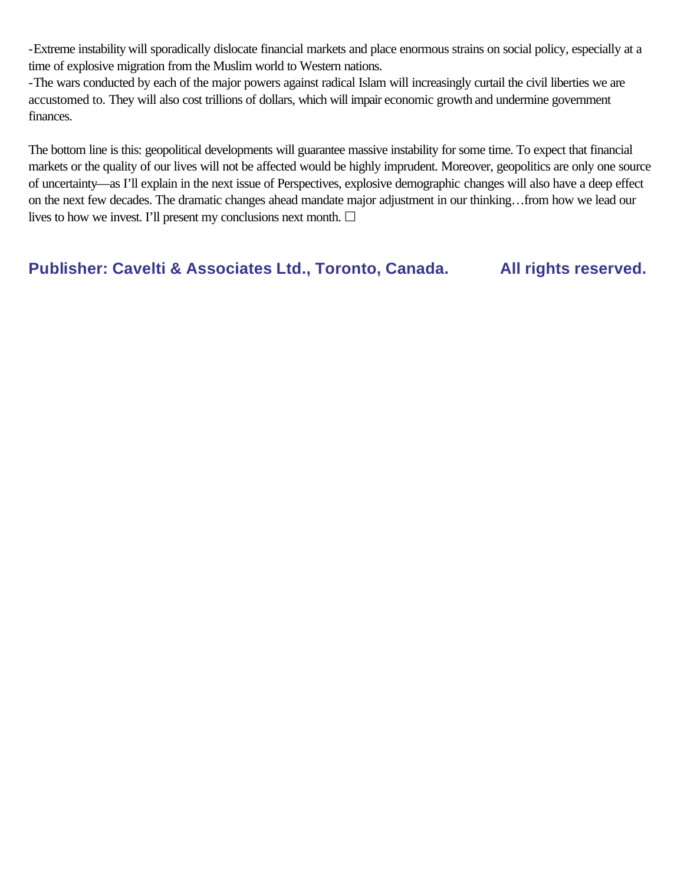-Extreme instability will sporadically dislocate financial markets and place enormous strains on social policy, especially at a time of explosive migration from the Muslim world to Western nations.
-The wars conducted by each of the major powers against radical Islam will increasingly curtail the civil liberties we are accustomed to. They will also cost trillions of dollars, which will impair economic growth and undermine government finances.

The bottom line is this: geopolitical developments will guarantee massive instability for some time. To expect that financial markets or the quality of our lives will not be affected would be highly imprudent. Moreover, geopolitics are only one source of uncertainty—as I'll explain in the next issue of Perspectives, explosive demographic changes will also have a deep effect on the next few decades. The dramatic changes ahead mandate major adjustment in our thinking…from how we lead our lives to how we invest. I'll present my conclusions next month. ☐

**Publisher: Cavelti & Associates Ltd., Toronto, Canada.** **All rights reserved.**